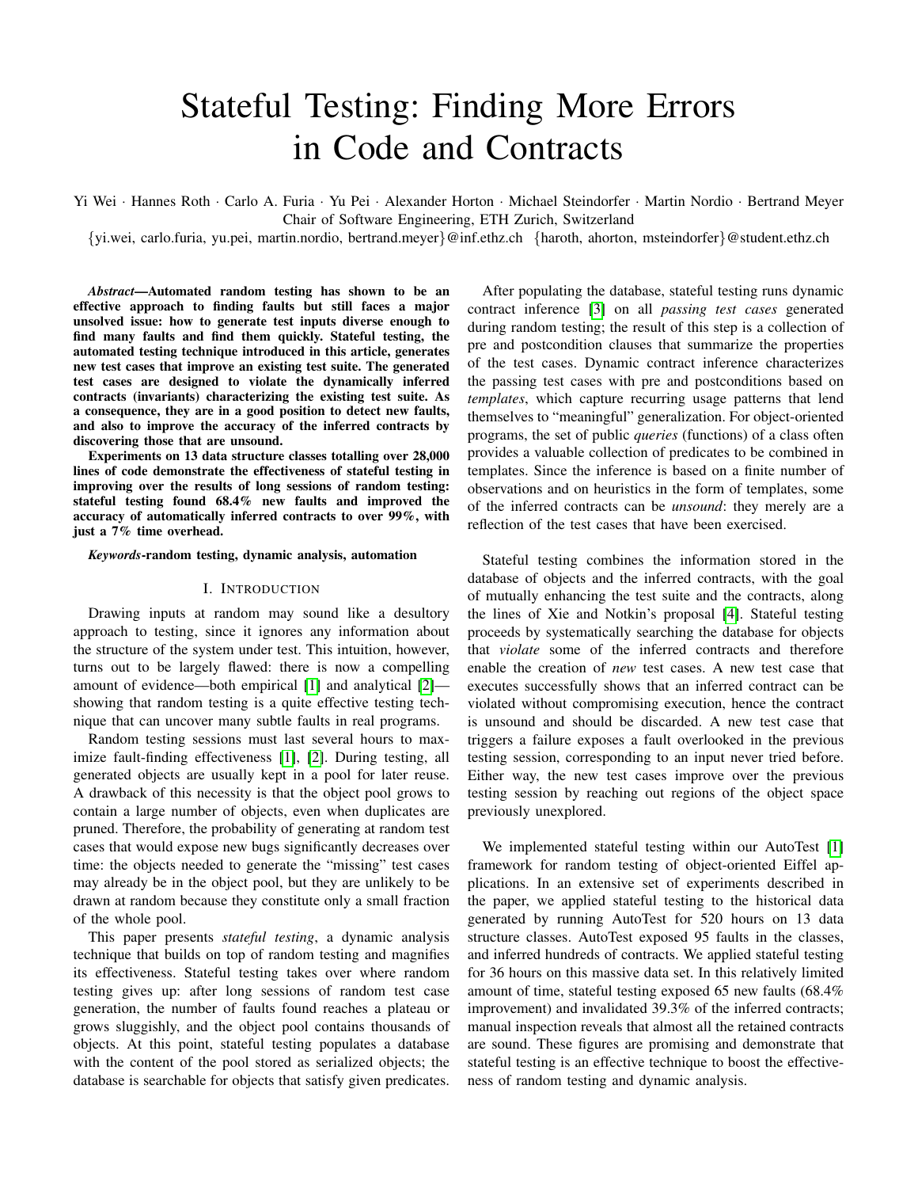# Stateful Testing: Finding More Errors in Code and Contracts

Yi Wei · Hannes Roth · Carlo A. Furia · Yu Pei · Alexander Horton · Michael Steindorfer · Martin Nordio · Bertrand Meyer
Chair of Software Engineering, ETH Zurich, Switzerland
{yi.wei, carlo.furia, yu.pei, martin.nordio, bertrand.meyer}@inf.ethz.ch {haroth, ahorton, msteindorfer}@student.ethz.ch

***Abstract*—Automated random testing has shown to be an effective approach to finding faults but still faces a major unsolved issue: how to generate test inputs diverse enough to find many faults and find them quickly. Stateful testing, the automated testing technique introduced in this article, generates new test cases that improve an existing test suite. The generated test cases are designed to violate the dynamically inferred contracts (invariants) characterizing the existing test suite. As a consequence, they are in a good position to detect new faults, and also to improve the accuracy of the inferred contracts by discovering those that are unsound.**

**Experiments on 13 data structure classes totalling over 28,000 lines of code demonstrate the effectiveness of stateful testing in improving over the results of long sessions of random testing: stateful testing found 68.4% new faults and improved the accuracy of automatically inferred contracts to over 99%, with just a 7% time overhead.**

***Keywords*-random testing, dynamic analysis, automation**

## I. Introduction

Drawing inputs at random may sound like a desultory approach to testing, since it ignores any information about the structure of the system under test. This intuition, however, turns out to be largely flawed: there is now a compelling amount of evidence—both empirical [1] and analytical [2]—showing that random testing is a quite effective testing technique that can uncover many subtle faults in real programs.

Random testing sessions must last several hours to maximize fault-finding effectiveness [1], [2]. During testing, all generated objects are usually kept in a pool for later reuse. A drawback of this necessity is that the object pool grows to contain a large number of objects, even when duplicates are pruned. Therefore, the probability of generating at random test cases that would expose new bugs significantly decreases over time: the objects needed to generate the "missing" test cases may already be in the object pool, but they are unlikely to be drawn at random because they constitute only a small fraction of the whole pool.

This paper presents *stateful testing*, a dynamic analysis technique that builds on top of random testing and magnifies its effectiveness. Stateful testing takes over where random testing gives up: after long sessions of random test case generation, the number of faults found reaches a plateau or grows sluggishly, and the object pool contains thousands of objects. At this point, stateful testing populates a database with the content of the pool stored as serialized objects; the database is searchable for objects that satisfy given predicates.

After populating the database, stateful testing runs dynamic contract inference [3] on all *passing test cases* generated during random testing; the result of this step is a collection of pre and postcondition clauses that summarize the properties of the test cases. Dynamic contract inference characterizes the passing test cases with pre and postconditions based on *templates*, which capture recurring usage patterns that lend themselves to "meaningful" generalization. For object-oriented programs, the set of public *queries* (functions) of a class often provides a valuable collection of predicates to be combined in templates. Since the inference is based on a finite number of observations and on heuristics in the form of templates, some of the inferred contracts can be *unsound*: they merely are a reflection of the test cases that have been exercised.

Stateful testing combines the information stored in the database of objects and the inferred contracts, with the goal of mutually enhancing the test suite and the contracts, along the lines of Xie and Notkin's proposal [4]. Stateful testing proceeds by systematically searching the database for objects that *violate* some of the inferred contracts and therefore enable the creation of *new* test cases. A new test case that executes successfully shows that an inferred contract can be violated without compromising execution, hence the contract is unsound and should be discarded. A new test case that triggers a failure exposes a fault overlooked in the previous testing session, corresponding to an input never tried before. Either way, the new test cases improve over the previous testing session by reaching out regions of the object space previously unexplored.

We implemented stateful testing within our AutoTest [1] framework for random testing of object-oriented Eiffel applications. In an extensive set of experiments described in the paper, we applied stateful testing to the historical data generated by running AutoTest for 520 hours on 13 data structure classes. AutoTest exposed 95 faults in the classes, and inferred hundreds of contracts. We applied stateful testing for 36 hours on this massive data set. In this relatively limited amount of time, stateful testing exposed 65 new faults (68.4% improvement) and invalidated 39.3% of the inferred contracts; manual inspection reveals that almost all the retained contracts are sound. These figures are promising and demonstrate that stateful testing is an effective technique to boost the effectiveness of random testing and dynamic analysis.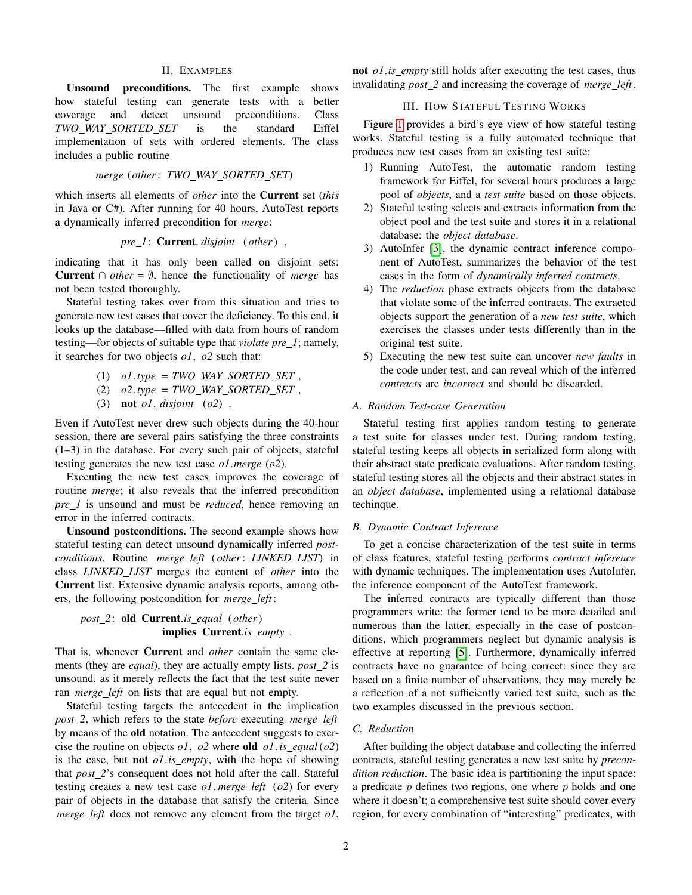## II. Examples

**Unsound preconditions.** The first example shows how stateful testing can generate tests with a better coverage and detect unsound preconditions. Class *TWO_WAY_SORTED_SET* is the standard Eiffel implementation of sets with ordered elements. The class includes a public routine

*merge* (*other*: *TWO_WAY_SORTED_SET*)

which inserts all elements of *other* into the **Current** set (*this* in Java or C#). After running for 40 hours, AutoTest reports a dynamically inferred precondition for *merge*:

*pre_1*: **Current**. *disjoint* (*other*) ,

indicating that it has only been called on disjoint sets: **Current** $\cap$ *other* = $\emptyset$, hence the functionality of *merge* has not been tested thoroughly.

Stateful testing takes over from this situation and tries to generate new test cases that cover the deficiency. To this end, it looks up the database—filled with data from hours of random testing—for objects of suitable type that *violate pre_1*; namely, it searches for two objects *o1*, *o2* such that:

(1) *o1*.*type* = *TWO_WAY_SORTED_SET* ,
(2) *o2*.*type* = *TWO_WAY_SORTED_SET* ,
(3) **not** *o1*. *disjoint* (*o2*) .

Even if AutoTest never drew such objects during the 40-hour session, there are several pairs satisfying the three constraints (1–3) in the database. For every such pair of objects, stateful testing generates the new test case *o1*.*merge* (*o2*).

Executing the new test cases improves the coverage of routine *merge*; it also reveals that the inferred precondition *pre_1* is unsound and must be *reduced*, hence removing an error in the inferred contracts.

**Unsound postconditions.** The second example shows how stateful testing can detect unsound dynamically inferred *postconditions*. Routine *merge_left* (*other*: *LINKED_LIST*) in class *LINKED_LIST* merges the content of *other* into the **Current** list. Extensive dynamic analysis reports, among others, the following postcondition for *merge_left*:

*post_2*: **old Current**.*is_equal* (*other*)
**implies Current**.*is_empty* .

That is, whenever **Current** and *other* contain the same elements (they are *equal*), they are actually empty lists. *post_2* is unsound, as it merely reflects the fact that the test suite never ran *merge_left* on lists that are equal but not empty.

Stateful testing targets the antecedent in the implication *post_2*, which refers to the state *before* executing *merge_left* by means of the **old** notation. The antecedent suggests to exercise the routine on objects *o1*, *o2* where **old** *o1*.*is_equal*(*o2*) is the case, but **not** *o1*.*is_empty*, with the hope of showing that *post_2*'s consequent does not hold after the call. Stateful testing creates a new test case *o1*.*merge_left* (*o2*) for every pair of objects in the database that satisfy the criteria. Since *merge_left* does not remove any element from the target *o1*, **not** *o1*.*is_empty* still holds after executing the test cases, thus invalidating *post_2* and increasing the coverage of *merge_left*.

## III. How Stateful Testing Works

Figure 1 provides a bird's eye view of how stateful testing works. Stateful testing is a fully automated technique that produces new test cases from an existing test suite:

1) Running AutoTest, the automatic random testing framework for Eiffel, for several hours produces a large pool of *objects*, and a *test suite* based on those objects.
2) Stateful testing selects and extracts information from the object pool and the test suite and stores it in a relational database: the *object database*.
3) AutoInfer [3], the dynamic contract inference component of AutoTest, summarizes the behavior of the test cases in the form of *dynamically inferred contracts*.
4) The *reduction* phase extracts objects from the database that violate some of the inferred contracts. The extracted objects support the generation of a *new test suite*, which exercises the classes under tests differently than in the original test suite.
5) Executing the new test suite can uncover *new faults* in the code under test, and can reveal which of the inferred *contracts* are *incorrect* and should be discarded.

### A. Random Test-case Generation

Stateful testing first applies random testing to generate a test suite for classes under test. During random testing, stateful testing keeps all objects in serialized form along with their abstract state predicate evaluations. After random testing, stateful testing stores all the objects and their abstract states in an *object database*, implemented using a relational database techinque.

### B. Dynamic Contract Inference

To get a concise characterization of the test suite in terms of class features, stateful testing performs *contract inference* with dynamic techniques. The implementation uses AutoInfer, the inference component of the AutoTest framework.

The inferred contracts are typically different than those programmers write: the former tend to be more detailed and numerous than the latter, especially in the case of postconditions, which programmers neglect but dynamic analysis is effective at reporting [5]. Furthermore, dynamically inferred contracts have no guarantee of being correct: since they are based on a finite number of observations, they may merely be a reflection of a not sufficiently varied test suite, such as the two examples discussed in the previous section.

### C. Reduction

After building the object database and collecting the inferred contracts, stateful testing generates a new test suite by *precondition reduction*. The basic idea is partitioning the input space: a predicate $p$ defines two regions, one where $p$ holds and one where it doesn't; a comprehensive test suite should cover every region, for every combination of "interesting" predicates, with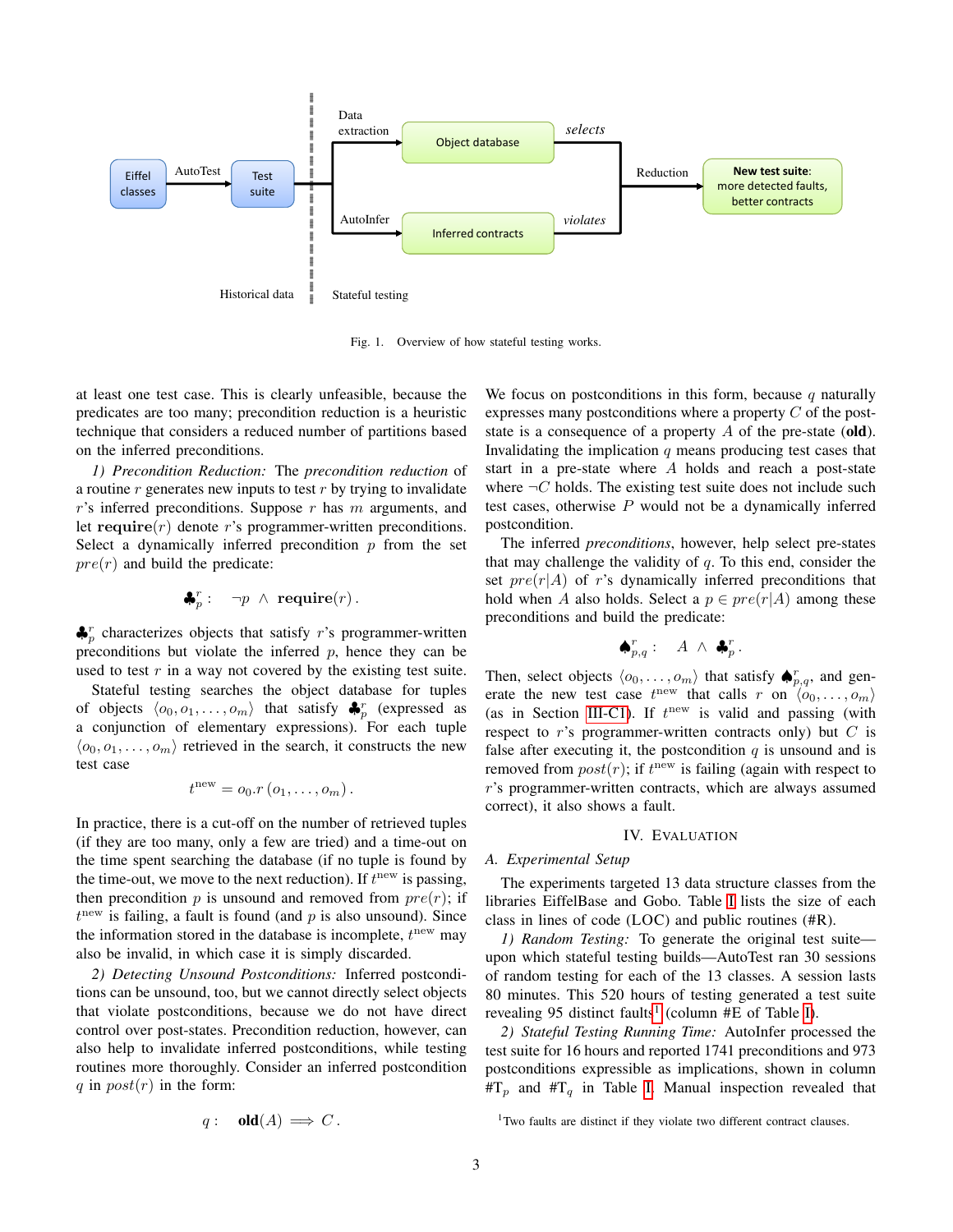Fig. 1. Overview of how stateful testing works.

at least one test case. This is clearly unfeasible, because the predicates are too many; precondition reduction is a heuristic technique that considers a reduced number of partitions based on the inferred preconditions.

*1) Precondition Reduction:* The *precondition reduction* of a routine $r$ generates new inputs to test $r$ by trying to invalidate $r$'s inferred preconditions. Suppose $r$ has $m$ arguments, and let $\mathbf{require}(r)$ denote $r$'s programmer-written preconditions. Select a dynamically inferred precondition $p$ from the set $pre(r)$ and build the predicate:

$$\clubsuit^r_p : \quad \neg p \ \wedge \ \mathbf{require}(r)\,.$$

$\clubsuit^r_p$ characterizes objects that satisfy $r$'s programmer-written preconditions but violate the inferred $p$, hence they can be used to test $r$ in a way not covered by the existing test suite.

Stateful testing searches the object database for tuples of objects $\langle o_0, o_1, \ldots, o_m \rangle$ that satisfy $\clubsuit^r_p$ (expressed as a conjunction of elementary expressions). For each tuple $\langle o_0, o_1, \ldots, o_m \rangle$ retrieved in the search, it constructs the new test case

$$t^{\text{new}} = o_0.r\,(o_1, \ldots, o_m)\,.$$

In practice, there is a cut-off on the number of retrieved tuples (if they are too many, only a few are tried) and a time-out on the time spent searching the database (if no tuple is found by the time-out, we move to the next reduction). If $t^{\text{new}}$ is passing, then precondition $p$ is unsound and removed from $pre(r)$; if $t^{\text{new}}$ is failing, a fault is found (and $p$ is also unsound). Since the information stored in the database is incomplete, $t^{\text{new}}$ may also be invalid, in which case it is simply discarded.

*2) Detecting Unsound Postconditions:* Inferred postconditions can be unsound, too, but we cannot directly select objects that violate postconditions, because we do not have direct control over post-states. Precondition reduction, however, can also help to invalidate inferred postconditions, while testing routines more thoroughly. Consider an inferred postcondition $q$ in $post(r)$ in the form:

$$q : \quad \mathbf{old}(A) \implies C\,.$$

We focus on postconditions in this form, because $q$ naturally expresses many postconditions where a property $C$ of the post-state is a consequence of a property $A$ of the pre-state (**old**). Invalidating the implication $q$ means producing test cases that start in a pre-state where $A$ holds and reach a post-state where $\neg C$ holds. The existing test suite does not include such test cases, otherwise $P$ would not be a dynamically inferred postcondition.

The inferred *preconditions*, however, help select pre-states that may challenge the validity of $q$. To this end, consider the set $pre(r|A)$ of $r$'s dynamically inferred preconditions that hold when $A$ also holds. Select a $p \in pre(r|A)$ among these preconditions and build the predicate:

$$\spadesuit^r_{p,q} : \quad A \ \wedge \ \clubsuit^r_p\,.$$

Then, select objects $\langle o_0, \ldots, o_m \rangle$ that satisfy $\spadesuit^r_{p,q}$, and generate the new test case $t^{\text{new}}$ that calls $r$ on $\langle o_0, \ldots, o_m \rangle$ (as in Section III-C1). If $t^{\text{new}}$ is valid and passing (with respect to $r$'s programmer-written contracts only) but $C$ is false after executing it, the postcondition $q$ is unsound and is removed from $post(r)$; if $t^{\text{new}}$ is failing (again with respect to $r$'s programmer-written contracts, which are always assumed correct), it also shows a fault.

## IV. Evaluation

### A. Experimental Setup

The experiments targeted 13 data structure classes from the libraries EiffelBase and Gobo. Table I lists the size of each class in lines of code (LOC) and public routines (#R).

*1) Random Testing:* To generate the original test suite—upon which stateful testing builds—AutoTest ran 30 sessions of random testing for each of the 13 classes. A session lasts 80 minutes. This 520 hours of testing generated a test suite revealing 95 distinct faults[1] (column #E of Table I).

*2) Stateful Testing Running Time:* AutoInfer processed the test suite for 16 hours and reported 1741 preconditions and 973 postconditions expressible as implications, shown in column $\#\text{T}_p$ and $\#\text{T}_q$ in Table I. Manual inspection revealed that

[1] Two faults are distinct if they violate two different contract clauses.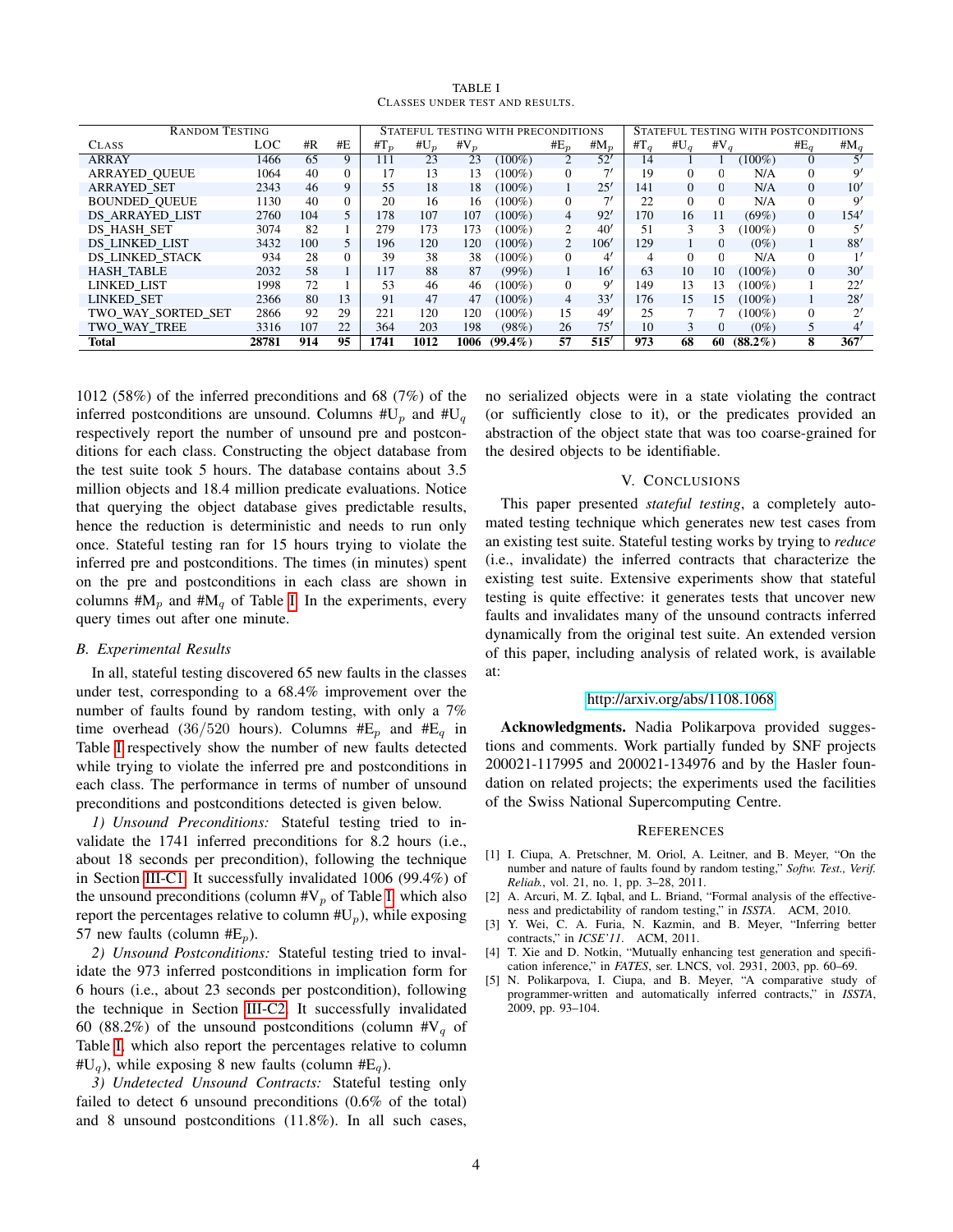TABLE I
CLASSES UNDER TEST AND RESULTS.

| Random Testing | | | | Stateful testing with preconditions | | | | | | | Stateful testing with postconditions | | | | | |
|---|---|---|---|---|---|---|---|---|---|---|---|---|---|---|---|---|
| CLASS | LOC | #R | #E | #$T_p$ | #$U_p$ | #$V_p$ | | #$E_p$ | #$M_p$ | #$T_q$ | #$U_q$ | #$V_q$ | | #$E_q$ | #$M_q$ |
| ARRAY | 1466 | 65 | 9 | 111 | 23 | 23 | (100%) | 2 | 52′ | 14 | 1 | 1 | (100%) | 0 | 5′ |
| ARRAYED_QUEUE | 1064 | 40 | 0 | 17 | 13 | 13 | (100%) | 0 | 7′ | 19 | 0 | 0 | N/A | 0 | 9′ |
| ARRAYED_SET | 2343 | 46 | 9 | 55 | 18 | 18 | (100%) | 1 | 25′ | 141 | 0 | 0 | N/A | 0 | 10′ |
| BOUNDED_QUEUE | 1130 | 40 | 0 | 20 | 16 | 16 | (100%) | 0 | 7′ | 22 | 0 | 0 | N/A | 0 | 9′ |
| DS_ARRAYED_LIST | 2760 | 104 | 5 | 178 | 107 | 107 | (100%) | 4 | 92′ | 170 | 16 | 11 | (69%) | 0 | 154′ |
| DS_HASH_SET | 3074 | 82 | 1 | 279 | 173 | 173 | (100%) | 2 | 40′ | 51 | 3 | 3 | (100%) | 0 | 5′ |
| DS_LINKED_LIST | 3432 | 100 | 5 | 196 | 120 | 120 | (100%) | 2 | 106′ | 129 | 1 | 0 | (0%) | 1 | 88′ |
| DS_LINKED_STACK | 934 | 28 | 0 | 39 | 38 | 38 | (100%) | 0 | 4′ | 4 | 0 | 0 | N/A | 0 | 1′ |
| HASH_TABLE | 2032 | 58 | 1 | 117 | 88 | 87 | (99%) | 1 | 16′ | 63 | 10 | 10 | (100%) | 0 | 30′ |
| LINKED_LIST | 1998 | 72 | 1 | 53 | 46 | 46 | (100%) | 0 | 9′ | 149 | 13 | 13 | (100%) | 1 | 22′ |
| LINKED_SET | 2366 | 80 | 13 | 91 | 47 | 47 | (100%) | 4 | 33′ | 176 | 15 | 15 | (100%) | 1 | 28′ |
| TWO_WAY_SORTED_SET | 2866 | 92 | 29 | 221 | 120 | 120 | (100%) | 15 | 49′ | 25 | 7 | 7 | (100%) | 0 | 2′ |
| TWO_WAY_TREE | 3316 | 107 | 22 | 364 | 203 | 198 | (98%) | 26 | 75′ | 10 | 3 | 0 | (0%) | 5 | 4′ |
| **Total** | **28781** | **914** | **95** | **1741** | **1012** | **1006** | **(99.4%)** | **57** | **515′** | **973** | **68** | **60** | **(88.2%)** | **8** | **367′** |

1012 (58%) of the inferred preconditions and 68 (7%) of the inferred postconditions are unsound. Columns #$U_p$ and #$U_q$ respectively report the number of unsound pre and postconditions for each class. Constructing the object database from the test suite took 5 hours. The database contains about 3.5 million objects and 18.4 million predicate evaluations. Notice that querying the object database gives predictable results, hence the reduction is deterministic and needs to run only once. Stateful testing ran for 15 hours trying to violate the inferred pre and postconditions. The times (in minutes) spent on the pre and postconditions in each class are shown in columns #$M_p$ and #$M_q$ of Table I. In the experiments, every query times out after one minute.

### B. Experimental Results

In all, stateful testing discovered 65 new faults in the classes under test, corresponding to a 68.4% improvement over the number of faults found by random testing, with only a 7% time overhead (36/520 hours). Columns #$E_p$ and #$E_q$ in Table I respectively show the number of new faults detected while trying to violate the inferred pre and postconditions in each class. The performance in terms of number of unsound preconditions and postconditions detected is given below.

*1) Unsound Preconditions:* Stateful testing tried to invalidate the 1741 inferred preconditions for 8.2 hours (i.e., about 18 seconds per precondition), following the technique in Section III-C1. It successfully invalidated 1006 (99.4%) of the unsound preconditions (column #$V_p$ of Table I, which also report the percentages relative to column #$U_p$), while exposing 57 new faults (column #$E_p$).

*2) Unsound Postconditions:* Stateful testing tried to invalidate the 973 inferred postconditions in implication form for 6 hours (i.e., about 23 seconds per postcondition), following the technique in Section III-C2. It successfully invalidated 60 (88.2%) of the unsound postconditions (column #$V_q$ of Table I, which also report the percentages relative to column #$U_q$), while exposing 8 new faults (column #$E_q$).

*3) Undetected Unsound Contracts:* Stateful testing only failed to detect 6 unsound preconditions (0.6% of the total) and 8 unsound postconditions (11.8%). In all such cases, no serialized objects were in a state violating the contract (or sufficiently close to it), or the predicates provided an abstraction of the object state that was too coarse-grained for the desired objects to be identifiable.

## V. Conclusions

This paper presented *stateful testing*, a completely automated testing technique which generates new test cases from an existing test suite. Stateful testing works by trying to *reduce* (i.e., invalidate) the inferred contracts that characterize the existing test suite. Extensive experiments show that stateful testing is quite effective: it generates tests that uncover new faults and invalidates many of the unsound contracts inferred dynamically from the original test suite. An extended version of this paper, including analysis of related work, is available at:

http://arxiv.org/abs/1108.1068

**Acknowledgments.** Nadia Polikarpova provided suggestions and comments. Work partially funded by SNF projects 200021-117995 and 200021-134976 and by the Hasler foundation on related projects; the experiments used the facilities of the Swiss National Supercomputing Centre.

## References

[1] I. Ciupa, A. Pretschner, M. Oriol, A. Leitner, and B. Meyer, "On the number and nature of faults found by random testing," *Softw. Test., Verif. Reliab.*, vol. 21, no. 1, pp. 3–28, 2011.

[2] A. Arcuri, M. Z. Iqbal, and L. Briand, "Formal analysis of the effectiveness and predictability of random testing," in *ISSTA*. ACM, 2010.

[3] Y. Wei, C. A. Furia, N. Kazmin, and B. Meyer, "Inferring better contracts," in *ICSE'11*. ACM, 2011.

[4] T. Xie and D. Notkin, "Mutually enhancing test generation and specification inference," in *FATES*, ser. LNCS, vol. 2931, 2003, pp. 60–69.

[5] N. Polikarpova, I. Ciupa, and B. Meyer, "A comparative study of programmer-written and automatically inferred contracts," in *ISSTA*, 2009, pp. 93–104.